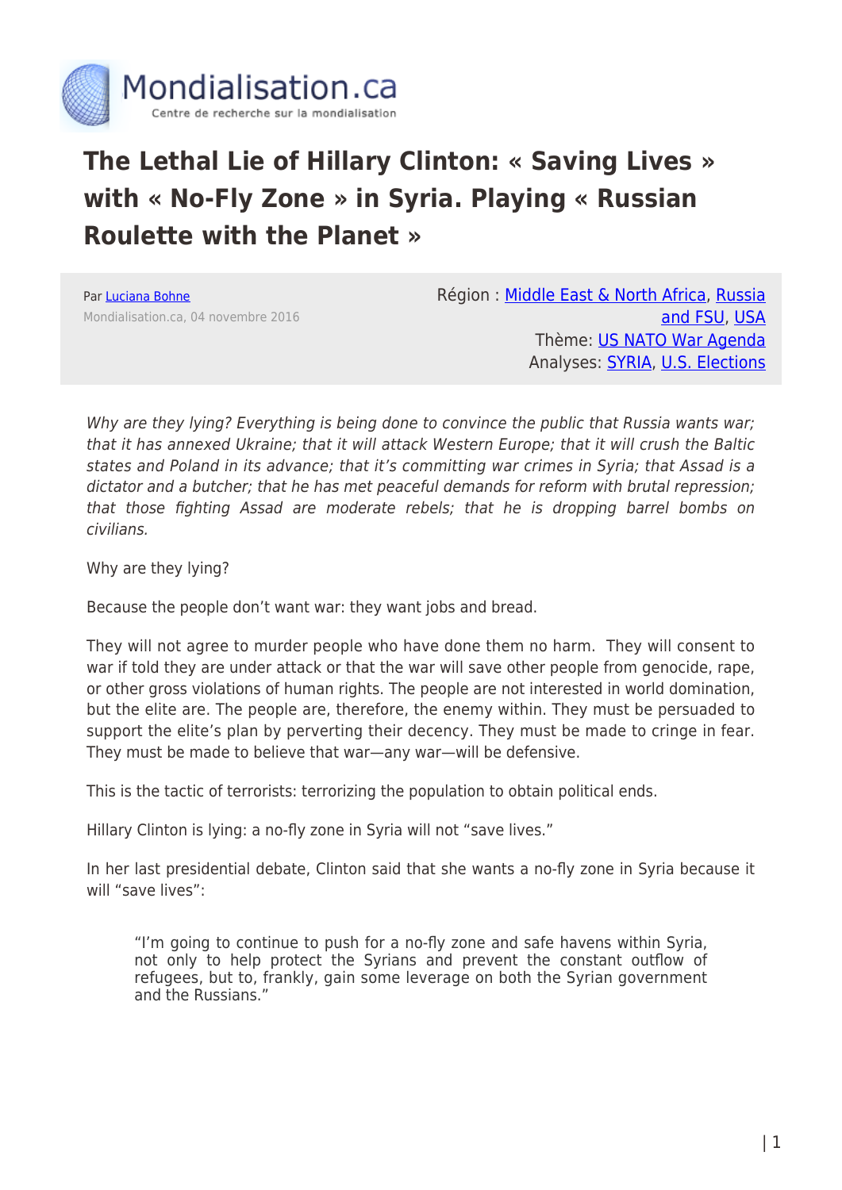Mondialisation.ca

Centre de recherche sur la mondialisation

# The Lethal Lie of Hillary Clinton: « Saving Lives » with « No-Fly Zone » in Syria. Playing « Russian Roulette with the Planet »

Par Luciana Bohne

Mondialisation.ca, 04 novembre 2016

Région : Middle East & North Africa, Russia and FSU, USA

Thème: US NATO War Agenda

Analyses: SYRIA, U.S. Elections

*Why are they lying? Everything is being done to convince the public that Russia wants war; that it has annexed Ukraine; that it will attack Western Europe; that it will crush the Baltic states and Poland in its advance; that it's committing war crimes in Syria; that Assad is a dictator and a butcher; that he has met peaceful demands for reform with brutal repression; that those fighting Assad are moderate rebels; that he is dropping barrel bombs on civilians.*

Why are they lying?

Because the people don't want war: they want jobs and bread.

They will not agree to murder people who have done them no harm. They will consent to war if told they are under attack or that the war will save other people from genocide, rape, or other gross violations of human rights. The people are not interested in world domination, but the elite are. The people are, therefore, the enemy within. They must be persuaded to support the elite's plan by perverting their decency. They must be made to cringe in fear. They must be made to believe that war—any war—will be defensive.

This is the tactic of terrorists: terrorizing the population to obtain political ends.

Hillary Clinton is lying: a no-fly zone in Syria will not "save lives."

In her last presidential debate, Clinton said that she wants a no-fly zone in Syria because it will "save lives":

> "I'm going to continue to push for a no-fly zone and safe havens within Syria, not only to help protect the Syrians and prevent the constant outflow of refugees, but to, frankly, gain some leverage on both the Syrian government and the Russians."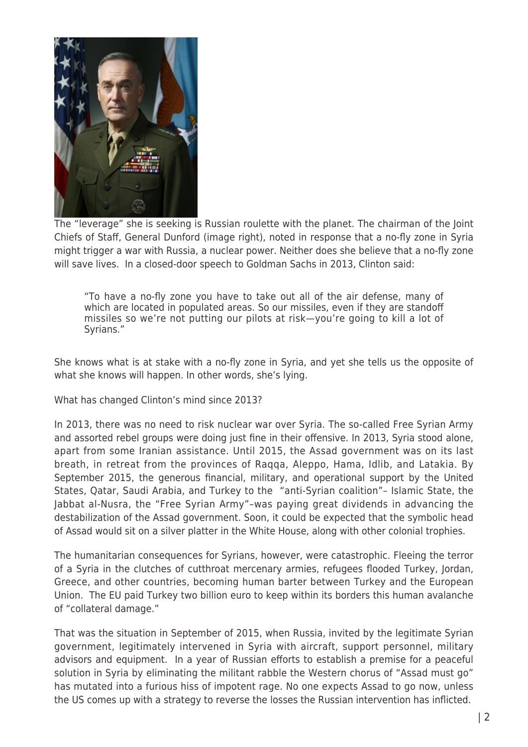The "leverage" she is seeking is Russian roulette with the planet. The chairman of the Joint Chiefs of Staff, General Dunford (image right), noted in response that a no-fly zone in Syria might trigger a war with Russia, a nuclear power. Neither does she believe that a no-fly zone will save lives. In a closed-door speech to Goldman Sachs in 2013, Clinton said:

> "To have a no-fly zone you have to take out all of the air defense, many of which are located in populated areas. So our missiles, even if they are standoff missiles so we're not putting our pilots at risk—you're going to kill a lot of Syrians."

She knows what is at stake with a no-fly zone in Syria, and yet she tells us the opposite of what she knows will happen. In other words, she's lying.

What has changed Clinton's mind since 2013?

In 2013, there was no need to risk nuclear war over Syria. The so-called Free Syrian Army and assorted rebel groups were doing just fine in their offensive. In 2013, Syria stood alone, apart from some Iranian assistance. Until 2015, the Assad government was on its last breath, in retreat from the provinces of Raqqa, Aleppo, Hama, Idlib, and Latakia. By September 2015, the generous financial, military, and operational support by the United States, Qatar, Saudi Arabia, and Turkey to the "anti-Syrian coalition"– Islamic State, the Jabbat al-Nusra, the "Free Syrian Army"–was paying great dividends in advancing the destabilization of the Assad government. Soon, it could be expected that the symbolic head of Assad would sit on a silver platter in the White House, along with other colonial trophies.

The humanitarian consequences for Syrians, however, were catastrophic. Fleeing the terror of a Syria in the clutches of cutthroat mercenary armies, refugees flooded Turkey, Jordan, Greece, and other countries, becoming human barter between Turkey and the European Union. The EU paid Turkey two billion euro to keep within its borders this human avalanche of "collateral damage."

That was the situation in September of 2015, when Russia, invited by the legitimate Syrian government, legitimately intervened in Syria with aircraft, support personnel, military advisors and equipment. In a year of Russian efforts to establish a premise for a peaceful solution in Syria by eliminating the militant rabble the Western chorus of "Assad must go" has mutated into a furious hiss of impotent rage. No one expects Assad to go now, unless the US comes up with a strategy to reverse the losses the Russian intervention has inflicted.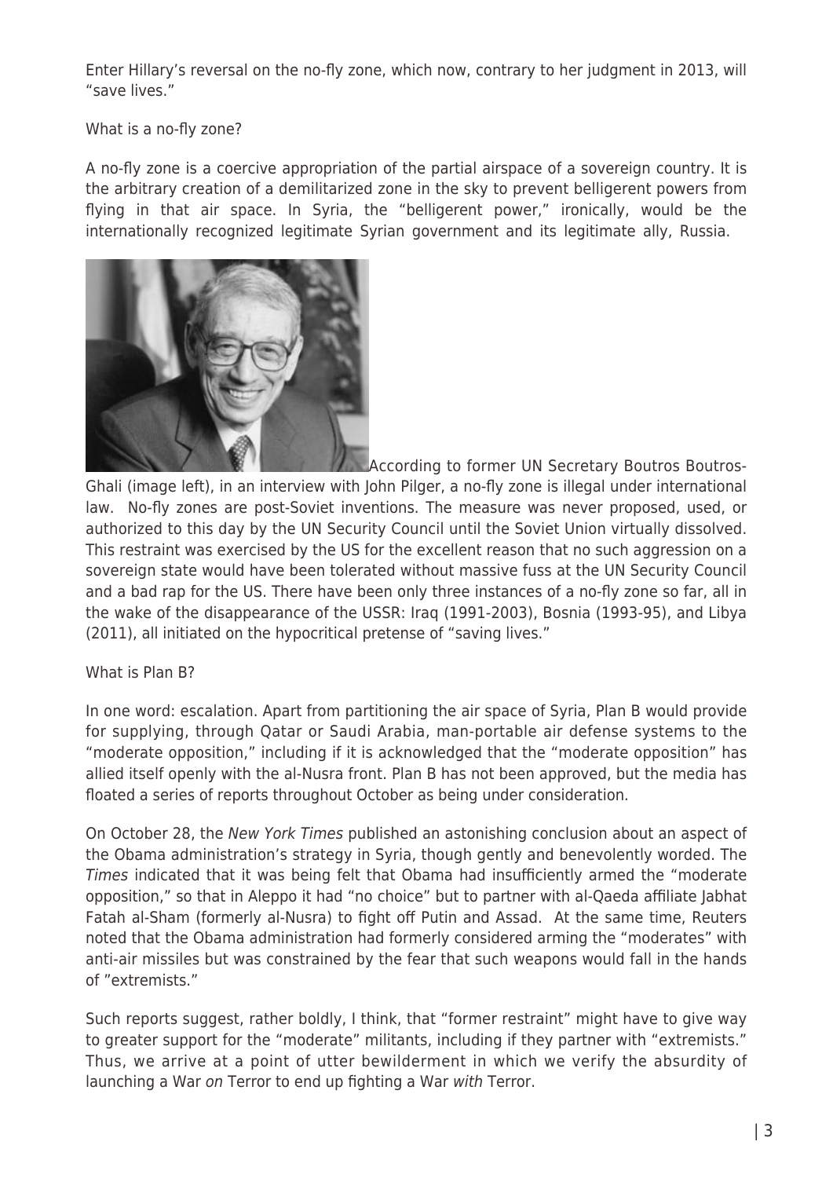Enter Hillary's reversal on the no-fly zone, which now, contrary to her judgment in 2013, will "save lives."

What is a no-fly zone?

A no-fly zone is a coercive appropriation of the partial airspace of a sovereign country. It is the arbitrary creation of a demilitarized zone in the sky to prevent belligerent powers from flying in that air space. In Syria, the "belligerent power," ironically, would be the internationally recognized legitimate Syrian government and its legitimate ally, Russia.

According to former UN Secretary Boutros Boutros-Ghali (image left), in an interview with John Pilger, a no-fly zone is illegal under international law. No-fly zones are post-Soviet inventions. The measure was never proposed, used, or authorized to this day by the UN Security Council until the Soviet Union virtually dissolved. This restraint was exercised by the US for the excellent reason that no such aggression on a sovereign state would have been tolerated without massive fuss at the UN Security Council and a bad rap for the US. There have been only three instances of a no-fly zone so far, all in the wake of the disappearance of the USSR: Iraq (1991-2003), Bosnia (1993-95), and Libya (2011), all initiated on the hypocritical pretense of "saving lives."

What is Plan B?

In one word: escalation. Apart from partitioning the air space of Syria, Plan B would provide for supplying, through Qatar or Saudi Arabia, man-portable air defense systems to the "moderate opposition," including if it is acknowledged that the "moderate opposition" has allied itself openly with the al-Nusra front. Plan B has not been approved, but the media has floated a series of reports throughout October as being under consideration.

On October 28, the *New York Times* published an astonishing conclusion about an aspect of the Obama administration's strategy in Syria, though gently and benevolently worded. The *Times* indicated that it was being felt that Obama had insufficiently armed the "moderate opposition," so that in Aleppo it had "no choice" but to partner with al-Qaeda affiliate Jabhat Fatah al-Sham (formerly al-Nusra) to fight off Putin and Assad. At the same time, Reuters noted that the Obama administration had formerly considered arming the "moderates" with anti-air missiles but was constrained by the fear that such weapons would fall in the hands of "extremists."

Such reports suggest, rather boldly, I think, that "former restraint" might have to give way to greater support for the "moderate" militants, including if they partner with "extremists." Thus, we arrive at a point of utter bewilderment in which we verify the absurdity of launching a War *on* Terror to end up fighting a War *with* Terror.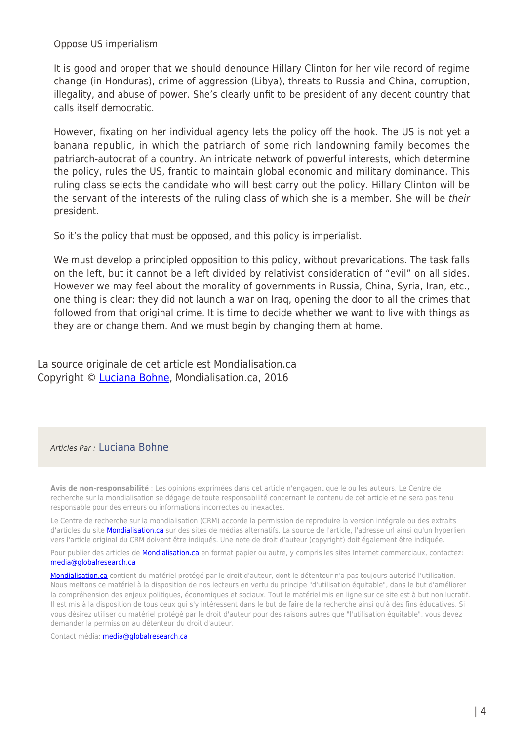Oppose US imperialism

It is good and proper that we should denounce Hillary Clinton for her vile record of regime change (in Honduras), crime of aggression (Libya), threats to Russia and China, corruption, illegality, and abuse of power. She's clearly unfit to be president of any decent country that calls itself democratic.

However, fixating on her individual agency lets the policy off the hook. The US is not yet a banana republic, in which the patriarch of some rich landowning family becomes the patriarch-autocrat of a country. An intricate network of powerful interests, which determine the policy, rules the US, frantic to maintain global economic and military dominance. This ruling class selects the candidate who will best carry out the policy. Hillary Clinton will be the servant of the interests of the ruling class of which she is a member. She will be *their* president.

So it's the policy that must be opposed, and this policy is imperialist.

We must develop a principled opposition to this policy, without prevarications. The task falls on the left, but it cannot be a left divided by relativist consideration of "evil" on all sides. However we may feel about the morality of governments in Russia, China, Syria, Iran, etc., one thing is clear: they did not launch a war on Iraq, opening the door to all the crimes that followed from that original crime. It is time to decide whether we want to live with things as they are or change them. And we must begin by changing them at home.

La source originale de cet article est Mondialisation.ca
Copyright © Luciana Bohne, Mondialisation.ca, 2016

---

*Articles Par :* Luciana Bohne

**Avis de non-responsabilité** : Les opinions exprimées dans cet article n'engagent que le ou les auteurs. Le Centre de recherche sur la mondialisation se dégage de toute responsabilité concernant le contenu de cet article et ne sera pas tenu responsable pour des erreurs ou informations incorrectes ou inexactes.

Le Centre de recherche sur la mondialisation (CRM) accorde la permission de reproduire la version intégrale ou des extraits d'articles du site Mondialisation.ca sur des sites de médias alternatifs. La source de l'article, l'adresse url ainsi qu'un hyperlien vers l'article original du CRM doivent être indiqués. Une note de droit d'auteur (copyright) doit également être indiquée.

Pour publier des articles de Mondialisation.ca en format papier ou autre, y compris les sites Internet commerciaux, contactez: media@globalresearch.ca

Mondialisation.ca contient du matériel protégé par le droit d'auteur, dont le détenteur n'a pas toujours autorisé l'utilisation. Nous mettons ce matériel à la disposition de nos lecteurs en vertu du principe "d'utilisation équitable", dans le but d'améliorer la compréhension des enjeux politiques, économiques et sociaux. Tout le matériel mis en ligne sur ce site est à but non lucratif. Il est mis à la disposition de tous ceux qui s'y intéressent dans le but de faire de la recherche ainsi qu'à des fins éducatives. Si vous désirez utiliser du matériel protégé par le droit d'auteur pour des raisons autres que "l'utilisation équitable", vous devez demander la permission au détenteur du droit d'auteur.

Contact média: media@globalresearch.ca